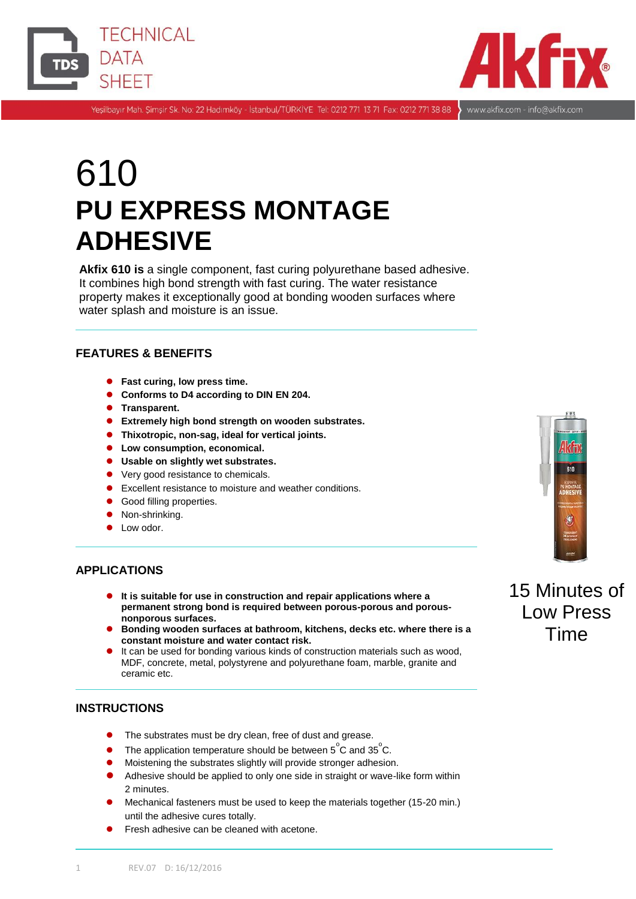# 610
# PU EXPRESS MONTAGE ADHESIVE

**Akfix 610 is** a single component, fast curing polyurethane based adhesive. It combines high bond strength with fast curing. The water resistance property makes it exceptionally good at bonding wooden surfaces where water splash and moisture is an issue.

## FEATURES & BENEFITS

- **Fast curing, low press time.**
- **Conforms to D4 according to DIN EN 204.**
- **Transparent.**
- **Extremely high bond strength on wooden substrates.**
- **Thixotropic, non-sag, ideal for vertical joints.**
- **Low consumption, economical.**
- **Usable on slightly wet substrates.**
- Very good resistance to chemicals.
- Excellent resistance to moisture and weather conditions.
- Good filling properties.
- Non-shrinking.
- Low odor.

15 Minutes of Low Press Time

## APPLICATIONS

- **It is suitable for use in construction and repair applications where a permanent strong bond is required between porous-porous and porous-nonporous surfaces.**
- **Bonding wooden surfaces at bathroom, kitchens, decks etc. where there is a constant moisture and water contact risk.**
- It can be used for bonding various kinds of construction materials such as wood, MDF, concrete, metal, polystyrene and polyurethane foam, marble, granite and ceramic etc.

## INSTRUCTIONS

- The substrates must be dry clean, free of dust and grease.
- The application temperature should be between 5°C and 35°C.
- Moistening the substrates slightly will provide stronger adhesion.
- Adhesive should be applied to only one side in straight or wave-like form within 2 minutes.
- Mechanical fasteners must be used to keep the materials together (15-20 min.) until the adhesive cures totally.
- Fresh adhesive can be cleaned with acetone.

REV.07 D: 16/12/2016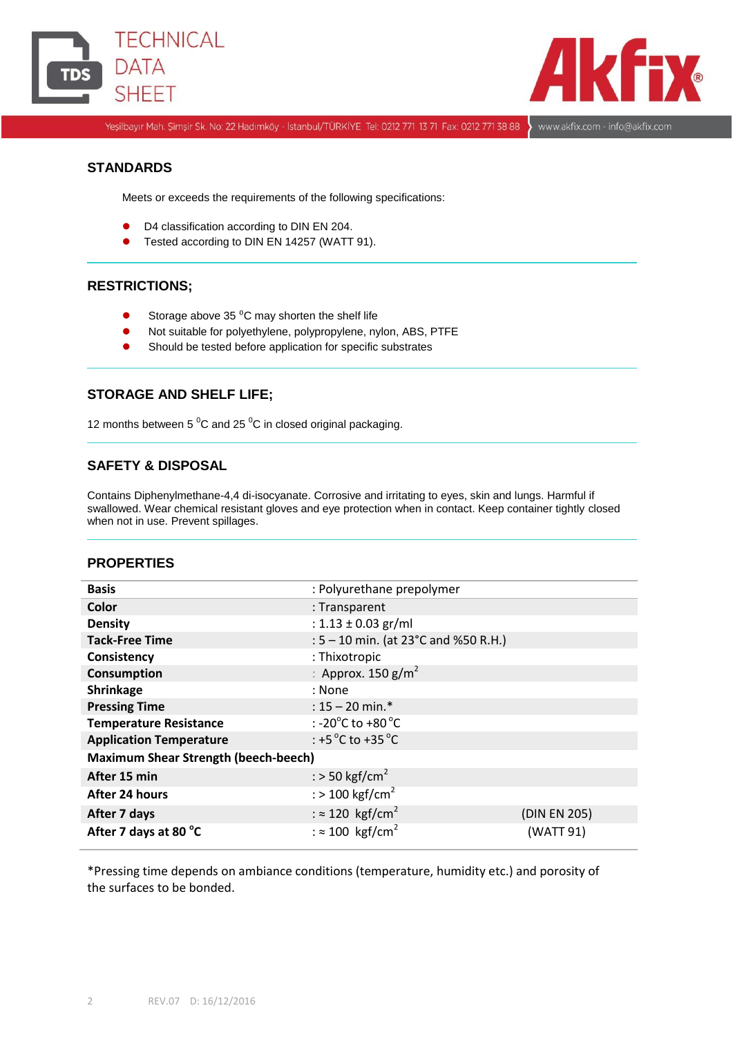## STANDARDS

Meets or exceeds the requirements of the following specifications:

- D4 classification according to DIN EN 204.
- Tested according to DIN EN 14257 (WATT 91).

## RESTRICTIONS;

- Storage above 35 $^{0}$C may shorten the shelf life
- Not suitable for polyethylene, polypropylene, nylon, ABS, PTFE
- Should be tested before application for specific substrates

## STORAGE AND SHELF LIFE;

12 months between 5 $^{0}$C and 25 $^{0}$C in closed original packaging.

## SAFETY & DISPOSAL

Contains Diphenylmethane-4,4 di-isocyanate. Corrosive and irritating to eyes, skin and lungs. Harmful if swallowed. Wear chemical resistant gloves and eye protection when in contact. Keep container tightly closed when not in use. Prevent spillages.

## PROPERTIES

| | | |
|---|---|---|
| **Basis** | : Polyurethane prepolymer | |
| **Color** | : Transparent | |
| **Density** | : 1.13 ± 0.03 gr/ml | |
| **Tack-Free Time** | : 5 – 10 min. (at 23°C and %50 R.H.) | |
| **Consistency** | : Thixotropic | |
| **Consumption** | : Approx. 150 g/m$^2$ | |
| **Shrinkage** | : None | |
| **Pressing Time** | : 15 – 20 min.* | |
| **Temperature Resistance** | : -20$^{o}$C to +80$^{o}$C | |
| **Application Temperature** | : +5$^{o}$C to +35$^{o}$C | |
| **Maximum Shear Strength (beech-beech)** | | |
| **After 15 min** | : > 50 kgf/cm$^2$ | |
| **After 24 hours** | : > 100 kgf/cm$^2$ | |
| **After 7 days** | : ≈ 120 kgf/cm$^2$ | (DIN EN 205) |
| **After 7 days at 80 $^{o}$C** | : ≈ 100 kgf/cm$^2$ | (WATT 91) |

*Pressing time depends on ambiance conditions (temperature, humidity etc.) and porosity of the surfaces to be bonded.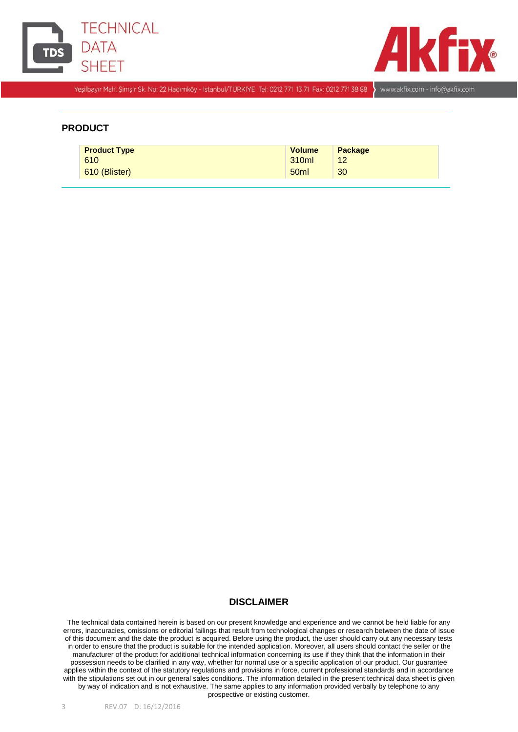## PRODUCT

| Product Type | Volume | Package |
|---|---|---|
| 610 | 310ml | 12 |
| 610 (Blister) | 50ml | 30 |

## DISCLAIMER

The technical data contained herein is based on our present knowledge and experience and we cannot be held liable for any errors, inaccuracies, omissions or editorial failings that result from technological changes or research between the date of issue of this document and the date the product is acquired. Before using the product, the user should carry out any necessary tests in order to ensure that the product is suitable for the intended application. Moreover, all users should contact the seller or the manufacturer of the product for additional technical information concerning its use if they think that the information in their possession needs to be clarified in any way, whether for normal use or a specific application of our product. Our guarantee applies within the context of the statutory regulations and provisions in force, current professional standards and in accordance with the stipulations set out in our general sales conditions. The information detailed in the present technical data sheet is given by way of indication and is not exhaustive. The same applies to any information provided verbally by telephone to any prospective or existing customer.